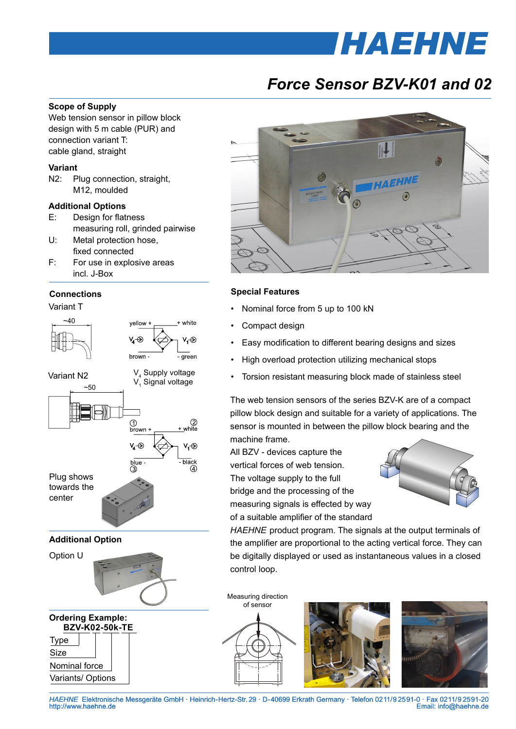# Force Sensor BZV-K01 and 02

## Scope of Supply

Web tension sensor in pillow block design with 5 m cable (PUR) and connection variant T: cable gland, straight

## Variant

N2: Plug connection, straight, M12, moulded

## Additional Options

E: Design for flatness measuring roll, grinded pairwise

U: Metal protection hose, fixed connected

F: For use in explosive areas incl. J-Box

## Connections

Variant T

~40

yellow + &nbsp; + white

$V_4$ &nbsp; $V_1$

brown - &nbsp; - green

Variant N2

$V_4$ Supply voltage
$V_1$ Signal voltage

~50

① brown + &nbsp; ② + white

$V_4$ &nbsp; $V_1$

blue - ③ &nbsp; - black ④

Plug shows towards the center

## Additional Option

Option U

## Ordering Example:

**BZV-K02-50k-TE**

- Type
- Size
- Nominal force
- Variants/ Options

## Special Features

- Nominal force from 5 up to 100 kN
- Compact design
- Easy modification to different bearing designs and sizes
- High overload protection utilizing mechanical stops
- Torsion resistant measuring block made of stainless steel

The web tension sensors of the series BZV-K are of a compact pillow block design and suitable for a variety of applications. The sensor is mounted in between the pillow block bearing and the machine frame.

All BZV - devices capture the vertical forces of web tension. The voltage supply to the full bridge and the processing of the measuring signals is effected by way of a suitable amplifier of the standard *HAEHNE* product program. The signals at the output terminals of the amplifier are proportional to the acting vertical force. They can be digitally displayed or used as instantaneous values in a closed control loop.

Measuring direction of sensor

*HAEHNE* Elektronische Messgeräte GmbH · Heinrich-Hertz-Str. 29 · D-40699 Erkrath Germany · Telefon 0211/9 2591-0 · Fax 0211/9 2591-20
http://www.haehne.de · Email: info@haehne.de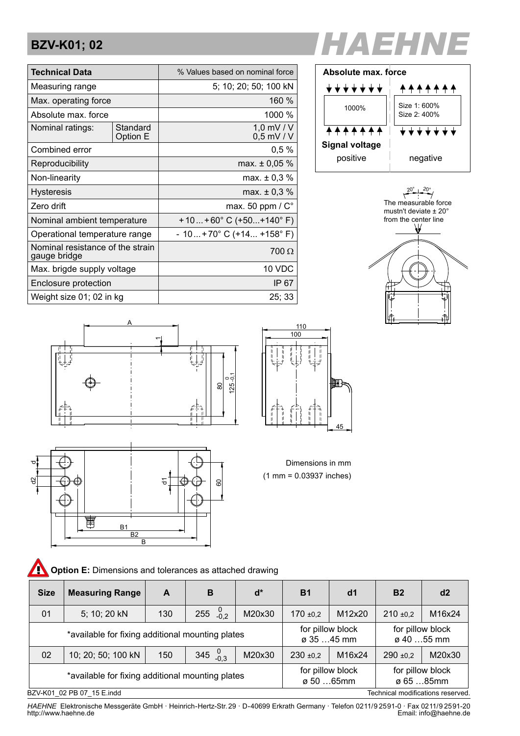## BZV-K01; 02

| Technical Data | | % Values based on nominal force |
|---|---|---|
| Measuring range | | 5; 10; 20; 50; 100 kN |
| Max. operating force | | 160 % |
| Absolute max. force | | 1000 % |
| Nominal ratings: | Standard<br>Option E | 1,0 mV / V<br>0,5 mV / V |
| Combined error | | 0,5 % |
| Reproducibility | | max. ± 0,05 % |
| Non-linearity | | max. ± 0,3 % |
| Hysteresis | | max. ± 0,3 % |
| Zero drift | | max. 50 ppm / C° |
| Nominal ambient temperature | | + 10 ... + 60° C (+50...+140° F) |
| Operational temperature range | | - 10 ... + 70° C (+14... +158° F) |
| Nominal resistance of the strain gauge bridge | | 700 Ω |
| Max. brigde supply voltage | | 10 VDC |
| Enclosure protection | | IP 67 |
| Weight size 01; 02 in kg | | 25; 33 |

Absolute max. force

1000%

Size 1: 600%
Size 2: 400%

Signal voltage

positive

negative

20° 20°

The measurable force mustn't deviate ± 20° from the center line

A
1
80
125 -0,1
110
100
45
d
d2
d1
60
B1
B2
B

Dimensions in mm
(1 mm = 0.03937 inches)

**Option E:** Dimensions and tolerances as attached drawing

| Size | Measuring Range | A | B | d* | B1 | d1 | B2 | d2 |
|---|---|---|---|---|---|---|---|---|
| 01 | 5; 10; 20 kN | 130 | 255 $^{0}_{-0,2}$ | M20x30 | 170 ±0,2 | M12x20 | 210 ±0,2 | M16x24 |
| *available for fixing additional mounting plates | | | | | for pillow block ø 35 …45 mm | | for pillow block ø 40 …55 mm | |
| 02 | 10; 20; 50; 100 kN | 150 | 345 $^{0}_{-0,3}$ | M20x30 | 230 ±0,2 | M16x24 | 290 ±0,2 | M20x30 |
| *available for fixing additional mounting plates | | | | | for pillow block ø 50 …65mm | | for pillow block ø 65 …85mm | |

BZV-K01_02 PB 07_15 E.indd

Technical modifications reserved.

*HAEHNE* Elektronische Messgeräte GmbH · Heinrich-Hertz-Str. 29 · D-40699 Erkrath Germany · Telefon 0211/9 2591-0 · Fax 0211/9 2591-20
http://www.haehne.de
Email: info@haehne.de